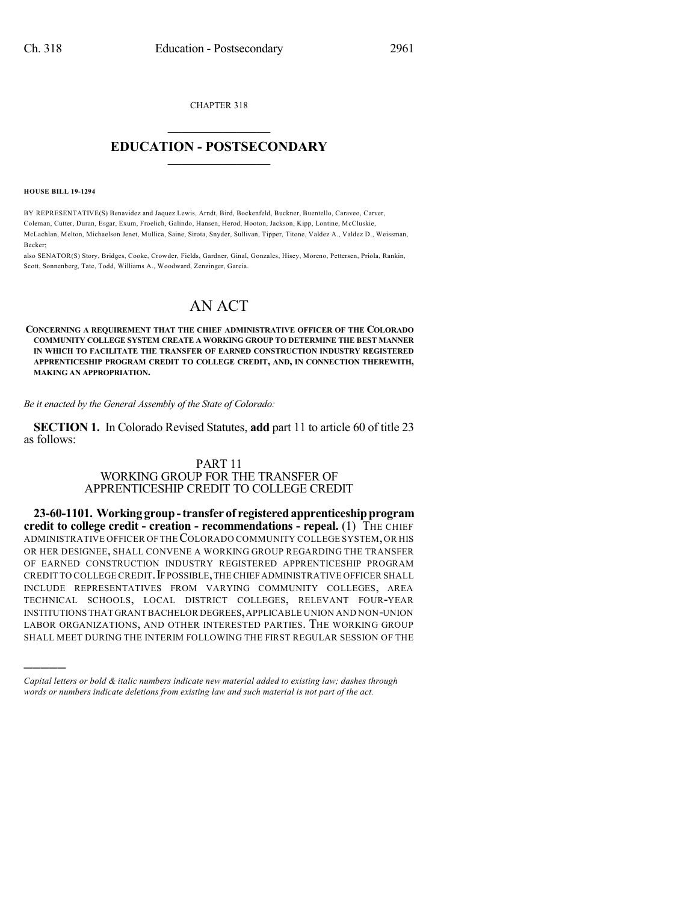CHAPTER 318

# EDUCATION - POSTSECONDARY

**HOUSE BILL 19-1294**

BY REPRESENTATIVE(S) Benavidez and Jaquez Lewis, Arndt, Bird, Bockenfeld, Buckner, Buentello, Caraveo, Carver, Coleman, Cutter, Duran, Esgar, Exum, Froelich, Galindo, Hansen, Herod, Hooton, Jackson, Kipp, Lontine, McCluskie, McLachlan, Melton, Michaelson Jenet, Mullica, Saine, Sirota, Snyder, Sullivan, Tipper, Titone, Valdez A., Valdez D., Weissman, Becker;
also SENATOR(S) Story, Bridges, Cooke, Crowder, Fields, Gardner, Ginal, Gonzales, Hisey, Moreno, Pettersen, Priola, Rankin, Scott, Sonnenberg, Tate, Todd, Williams A., Woodward, Zenzinger, Garcia.

# AN ACT

**CONCERNING A REQUIREMENT THAT THE CHIEF ADMINISTRATIVE OFFICER OF THE COLORADO COMMUNITY COLLEGE SYSTEM CREATE A WORKING GROUP TO DETERMINE THE BEST MANNER IN WHICH TO FACILITATE THE TRANSFER OF EARNED CONSTRUCTION INDUSTRY REGISTERED APPRENTICESHIP PROGRAM CREDIT TO COLLEGE CREDIT, AND, IN CONNECTION THEREWITH, MAKING AN APPROPRIATION.**

*Be it enacted by the General Assembly of the State of Colorado:*

**SECTION 1.** In Colorado Revised Statutes, **add** part 11 to article 60 of title 23 as follows:

PART 11
WORKING GROUP FOR THE TRANSFER OF APPRENTICESHIP CREDIT TO COLLEGE CREDIT

**23-60-1101. Working group - transfer of registered apprenticeship program credit to college credit - creation - recommendations - repeal.** (1) THE CHIEF ADMINISTRATIVE OFFICER OF THE COLORADO COMMUNITY COLLEGE SYSTEM, OR HIS OR HER DESIGNEE, SHALL CONVENE A WORKING GROUP REGARDING THE TRANSFER OF EARNED CONSTRUCTION INDUSTRY REGISTERED APPRENTICESHIP PROGRAM CREDIT TO COLLEGE CREDIT. IF POSSIBLE, THE CHIEF ADMINISTRATIVE OFFICER SHALL INCLUDE REPRESENTATIVES FROM VARYING COMMUNITY COLLEGES, AREA TECHNICAL SCHOOLS, LOCAL DISTRICT COLLEGES, RELEVANT FOUR-YEAR INSTITUTIONS THAT GRANT BACHELOR DEGREES, APPLICABLE UNION AND NON-UNION LABOR ORGANIZATIONS, AND OTHER INTERESTED PARTIES. THE WORKING GROUP SHALL MEET DURING THE INTERIM FOLLOWING THE FIRST REGULAR SESSION OF THE

*Capital letters or bold & italic numbers indicate new material added to existing law; dashes through words or numbers indicate deletions from existing law and such material is not part of the act.*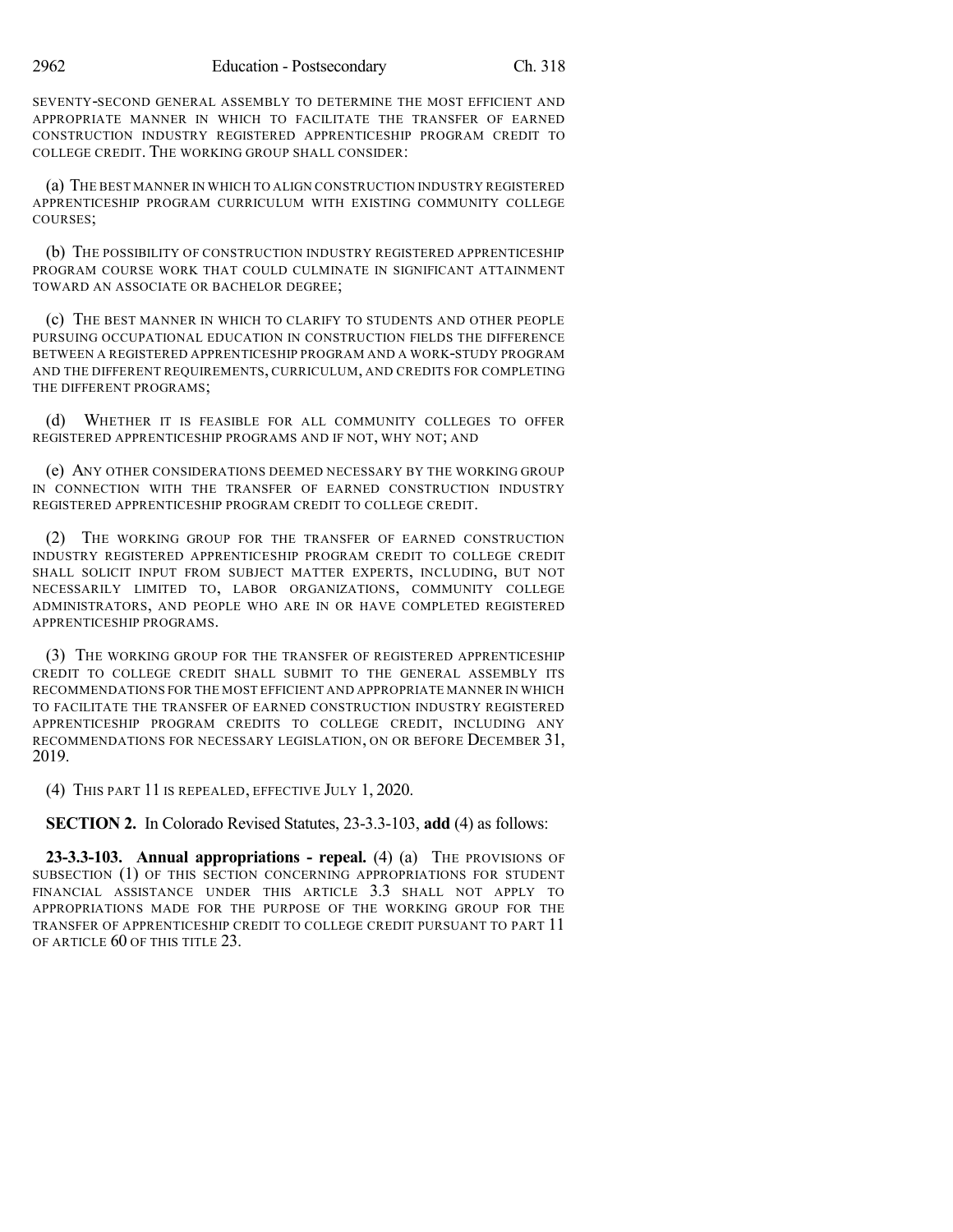SEVENTY-SECOND GENERAL ASSEMBLY TO DETERMINE THE MOST EFFICIENT AND APPROPRIATE MANNER IN WHICH TO FACILITATE THE TRANSFER OF EARNED CONSTRUCTION INDUSTRY REGISTERED APPRENTICESHIP PROGRAM CREDIT TO COLLEGE CREDIT. THE WORKING GROUP SHALL CONSIDER:

(a) THE BEST MANNER IN WHICH TO ALIGN CONSTRUCTION INDUSTRY REGISTERED APPRENTICESHIP PROGRAM CURRICULUM WITH EXISTING COMMUNITY COLLEGE COURSES;

(b) THE POSSIBILITY OF CONSTRUCTION INDUSTRY REGISTERED APPRENTICESHIP PROGRAM COURSE WORK THAT COULD CULMINATE IN SIGNIFICANT ATTAINMENT TOWARD AN ASSOCIATE OR BACHELOR DEGREE;

(c) THE BEST MANNER IN WHICH TO CLARIFY TO STUDENTS AND OTHER PEOPLE PURSUING OCCUPATIONAL EDUCATION IN CONSTRUCTION FIELDS THE DIFFERENCE BETWEEN A REGISTERED APPRENTICESHIP PROGRAM AND A WORK-STUDY PROGRAM AND THE DIFFERENT REQUIREMENTS, CURRICULUM, AND CREDITS FOR COMPLETING THE DIFFERENT PROGRAMS;

(d) WHETHER IT IS FEASIBLE FOR ALL COMMUNITY COLLEGES TO OFFER REGISTERED APPRENTICESHIP PROGRAMS AND IF NOT, WHY NOT; AND

(e) ANY OTHER CONSIDERATIONS DEEMED NECESSARY BY THE WORKING GROUP IN CONNECTION WITH THE TRANSFER OF EARNED CONSTRUCTION INDUSTRY REGISTERED APPRENTICESHIP PROGRAM CREDIT TO COLLEGE CREDIT.

(2) THE WORKING GROUP FOR THE TRANSFER OF EARNED CONSTRUCTION INDUSTRY REGISTERED APPRENTICESHIP PROGRAM CREDIT TO COLLEGE CREDIT SHALL SOLICIT INPUT FROM SUBJECT MATTER EXPERTS, INCLUDING, BUT NOT NECESSARILY LIMITED TO, LABOR ORGANIZATIONS, COMMUNITY COLLEGE ADMINISTRATORS, AND PEOPLE WHO ARE IN OR HAVE COMPLETED REGISTERED APPRENTICESHIP PROGRAMS.

(3) THE WORKING GROUP FOR THE TRANSFER OF REGISTERED APPRENTICESHIP CREDIT TO COLLEGE CREDIT SHALL SUBMIT TO THE GENERAL ASSEMBLY ITS RECOMMENDATIONS FOR THE MOST EFFICIENT AND APPROPRIATE MANNER IN WHICH TO FACILITATE THE TRANSFER OF EARNED CONSTRUCTION INDUSTRY REGISTERED APPRENTICESHIP PROGRAM CREDITS TO COLLEGE CREDIT, INCLUDING ANY RECOMMENDATIONS FOR NECESSARY LEGISLATION, ON OR BEFORE DECEMBER 31, 2019.

(4) THIS PART 11 IS REPEALED, EFFECTIVE JULY 1, 2020.

**SECTION 2.** In Colorado Revised Statutes, 23-3.3-103, **add** (4) as follows:

**23-3.3-103. Annual appropriations - repeal.** (4) (a) THE PROVISIONS OF SUBSECTION (1) OF THIS SECTION CONCERNING APPROPRIATIONS FOR STUDENT FINANCIAL ASSISTANCE UNDER THIS ARTICLE 3.3 SHALL NOT APPLY TO APPROPRIATIONS MADE FOR THE PURPOSE OF THE WORKING GROUP FOR THE TRANSFER OF APPRENTICESHIP CREDIT TO COLLEGE CREDIT PURSUANT TO PART 11 OF ARTICLE 60 OF THIS TITLE 23.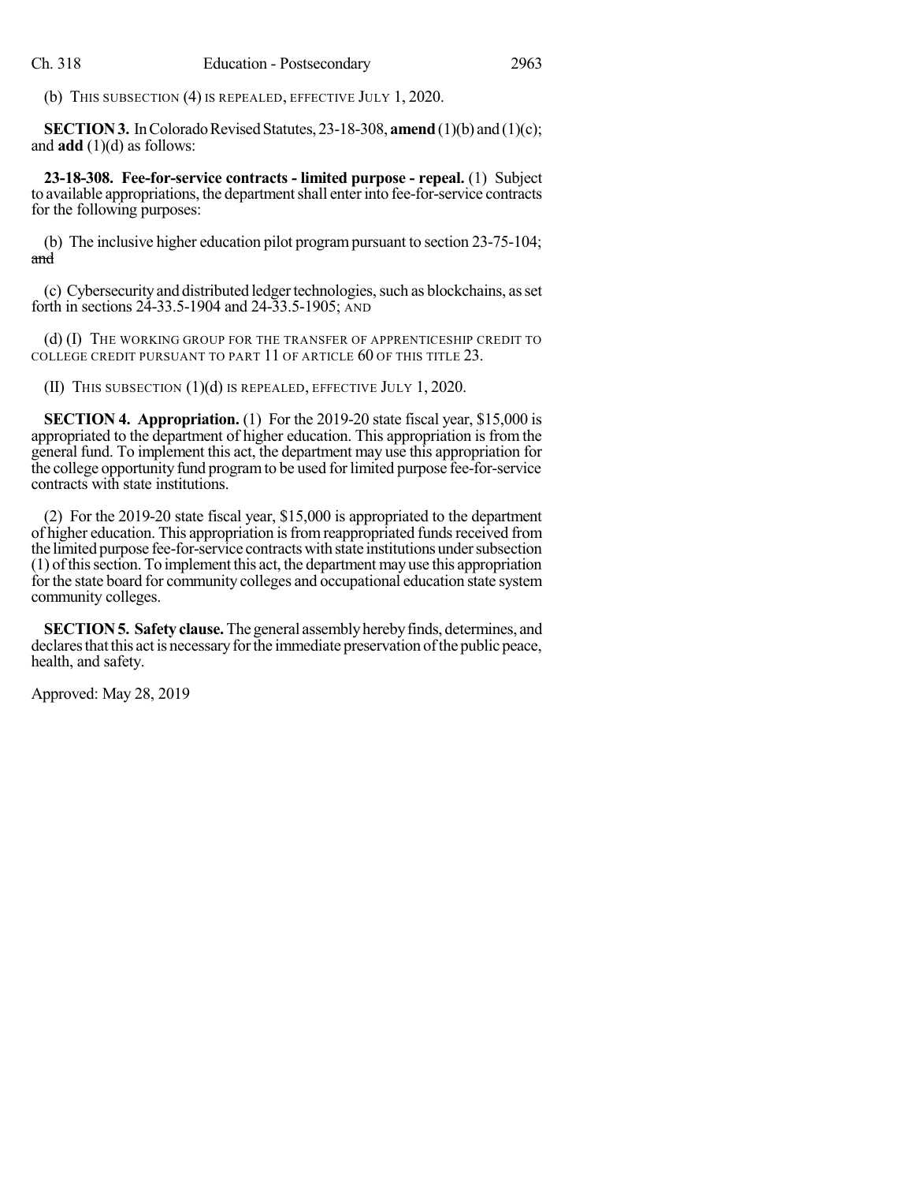(b) THIS SUBSECTION (4) IS REPEALED, EFFECTIVE JULY 1, 2020.

**SECTION 3.** In Colorado Revised Statutes, 23-18-308, **amend** (1)(b) and (1)(c); and **add** (1)(d) as follows:

**23-18-308. Fee-for-service contracts - limited purpose - repeal.** (1) Subject to available appropriations, the department shall enter into fee-for-service contracts for the following purposes:

(b) The inclusive higher education pilot program pursuant to section 23-75-104; ~~and~~

(c) Cybersecurity and distributed ledger technologies, such as blockchains, as set forth in sections 24-33.5-1904 and 24-33.5-1905; AND

(d) (I) THE WORKING GROUP FOR THE TRANSFER OF APPRENTICESHIP CREDIT TO COLLEGE CREDIT PURSUANT TO PART 11 OF ARTICLE 60 OF THIS TITLE 23.

(II) THIS SUBSECTION (1)(d) IS REPEALED, EFFECTIVE JULY 1, 2020.

**SECTION 4. Appropriation.** (1) For the 2019-20 state fiscal year, $15,000 is appropriated to the department of higher education. This appropriation is from the general fund. To implement this act, the department may use this appropriation for the college opportunity fund program to be used for limited purpose fee-for-service contracts with state institutions.

(2) For the 2019-20 state fiscal year, $15,000 is appropriated to the department of higher education. This appropriation is from reappropriated funds received from the limited purpose fee-for-service contracts with state institutions under subsection (1) of this section. To implement this act, the department may use this appropriation for the state board for community colleges and occupational education state system community colleges.

**SECTION 5. Safety clause.** The general assembly hereby finds, determines, and declares that this act is necessary for the immediate preservation of the public peace, health, and safety.

Approved: May 28, 2019